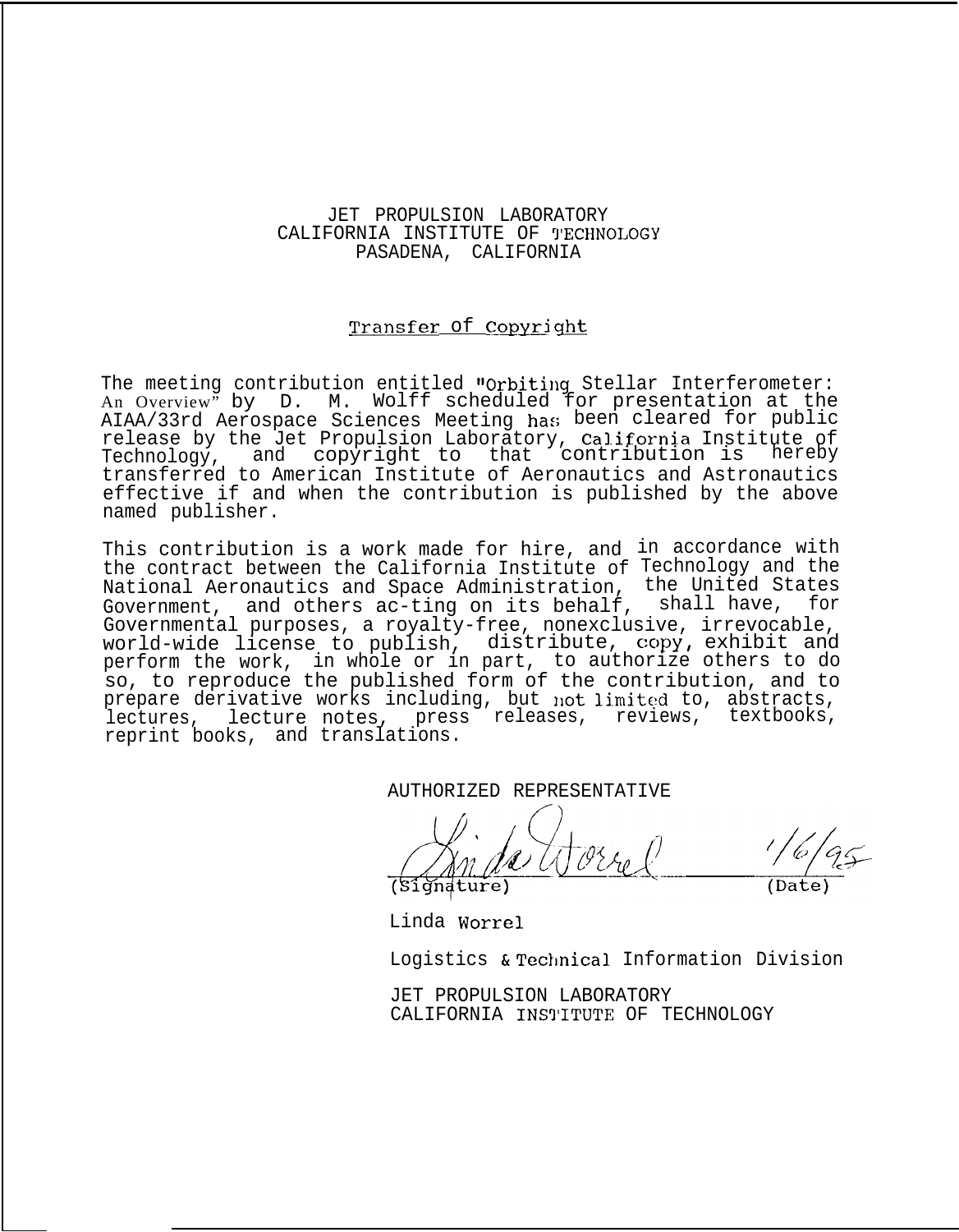JET PROPULSION LABORATORY
CALIFORNIA INSTITUTE OF TECHNOLOGY
PASADENA, CALIFORNIA

## Transfer of Copyright

The meeting contribution entitled "Orbiting Stellar Interferometer: An Overview" by D. M. Wolff scheduled for presentation at the AIAA/33rd Aerospace Sciences Meeting has been cleared for public release by the Jet Propulsion Laboratory, California Institute of Technology, and copyright to that contribution is hereby transferred to American Institute of Aeronautics and Astronautics effective if and when the contribution is published by the above named publisher.

This contribution is a work made for hire, and in accordance with the contract between the California Institute of Technology and the National Aeronautics and Space Administration, the United States Government, and others ac-ting on its behalf, shall have, for Governmental purposes, a royalty-free, nonexclusive, irrevocable, world-wide license to publish, distribute, copy, exhibit and perform the work, in whole or in part, to authorize others to do so, to reproduce the published form of the contribution, and to prepare derivative works including, but not limited to, abstracts, lectures, lecture notes, press releases, reviews, textbooks, reprint books, and translations.

AUTHORIZED REPRESENTATIVE

Linda Worrel 1/6/95
(Signature) (Date)

Linda Worrel

Logistics & Technical Information Division

JET PROPULSION LABORATORY
CALIFORNIA INSTITUTE OF TECHNOLOGY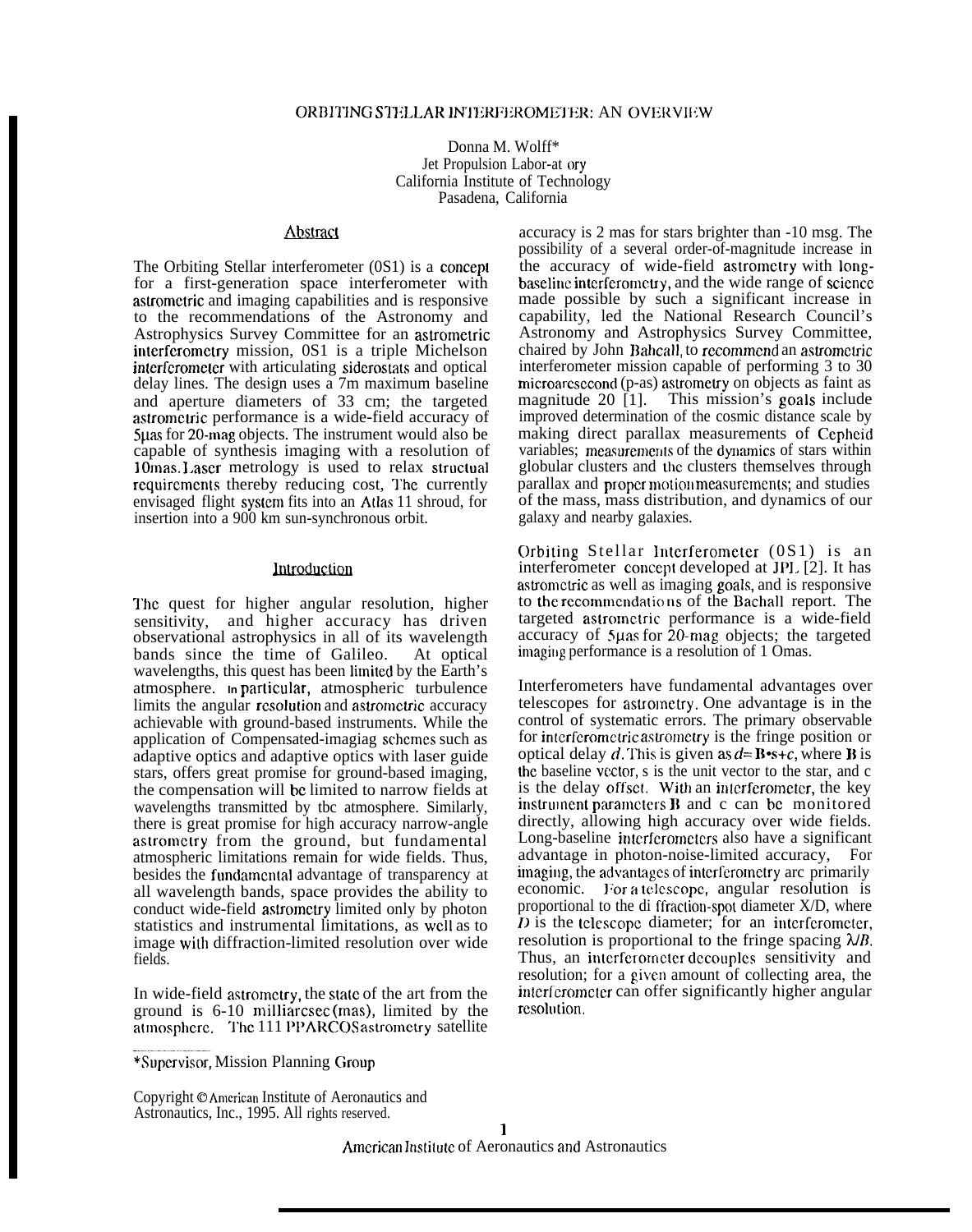# ORBITING STELLAR INTERFEROMETER: AN OVERVIEW

Donna M. Wolff*
Jet Propulsion Labor-at ory
California Institute of Technology
Pasadena, California

## Abstract

The Orbiting Stellar interferometer (0S1) is a concept for a first-generation space interferometer with astrometric and imaging capabilities and is responsive to the recommendations of the Astronomy and Astrophysics Survey Committee for an astrometric interferometry mission, 0S1 is a triple Michelson interferometer with articulating siderostats and optical delay lines. The design uses a 7m maximum baseline and aperture diameters of 33 cm; the targeted astrometric performance is a wide-field accuracy of 5μas for 20-mag objects. The instrument would also be capable of synthesis imaging with a resolution of 10mas. Laser metrology is used to relax structual requirements thereby reducing cost, The currently envisaged flight system fits into an Atlas 11 shroud, for insertion into a 900 km sun-synchronous orbit.

## Introduction

The quest for higher angular resolution, higher sensitivity, and higher accuracy has driven observational astrophysics in all of its wavelength bands since the time of Galileo. At optical wavelengths, this quest has been limited by the Earth's atmosphere. In particular, atmospheric turbulence limits the angular resolution and astrometric accuracy achievable with ground-based instruments. While the application of Compensated-imagiag schemes such as adaptive optics and adaptive optics with laser guide stars, offers great promise for ground-based imaging, the compensation will be limited to narrow fields at wavelengths transmitted by tbc atmosphere. Similarly, there is great promise for high accuracy narrow-angle astrometry from the ground, but fundamental atmospheric limitations remain for wide fields. Thus, besides the fundamental advantage of transparency at all wavelength bands, space provides the ability to conduct wide-field astrometry limited only by photon statistics and instrumental limitations, as well as to image with diffraction-limited resolution over wide fields.

In wide-field astrometry, the state of the art from the ground is 6-10 milliarcsec (mas), limited by the atmosphere. The 111 PPARCOS astrometry satellite accuracy is 2 mas for stars brighter than -10 msg. The possibility of a several order-of-magnitude increase in the accuracy of wide-field astrometry with long-baseline interferometry, and the wide range of science made possible by such a significant increase in capability, led the National Research Council's Astronomy and Astrophysics Survey Committee, chaired by John Bahcall, to recommend an astrometric interferometer mission capable of performing 3 to 30 microarcsecond (p-as) astrometry on objects as faint as magnitude 20 [1]. This mission's goals include improved determination of the cosmic distance scale by making direct parallax measurements of Cepheid variables; measurements of the dynamics of stars within globular clusters and the clusters themselves through parallax and proper motion measurements; and studies of the mass, mass distribution, and dynamics of our galaxy and nearby galaxies.

Orbiting Stellar Interferometer (0S1) is an interferometer concept developed at JPL [2]. It has astrometric as well as imaging goals, and is responsive to the recommendations of the Bachall report. The targeted astrometric performance is a wide-field accuracy of 5μas for 20-mag objects; the targeted imaging performance is a resolution of 1 Omas.

Interferometers have fundamental advantages over telescopes for astrometry. One advantage is in the control of systematic errors. The primary observable for interferometric astrometry is the fringe position or optical delay $d$. This is given as $d = \mathbf{B}\cdot\mathbf{s}+c$, where $\mathbf{B}$ is the baseline vector, s is the unit vector to the star, and c is the delay offset. With an interferometer, the key instrument parameters $\mathbf{B}$ and c can be monitored directly, allowing high accuracy over wide fields. Long-baseline interferometers also have a significant advantage in photon-noise-limited accuracy, For imaging, the advantages of interferometry are primarily economic. For a telescope, angular resolution is proportional to the di ffraction-spot diameter X/D, where $D$ is the telescope diameter; for an interferometer, resolution is proportional to the fringe spacing $\lambda/B$. Thus, an interferometer decouples sensitivity and resolution; for a given amount of collecting area, the interferometer can offer significantly higher angular resolution.

---

*Supervisor, Mission Planning Group

Copyright © American Institute of Aeronautics and Astronautics, Inc., 1995. All rights reserved.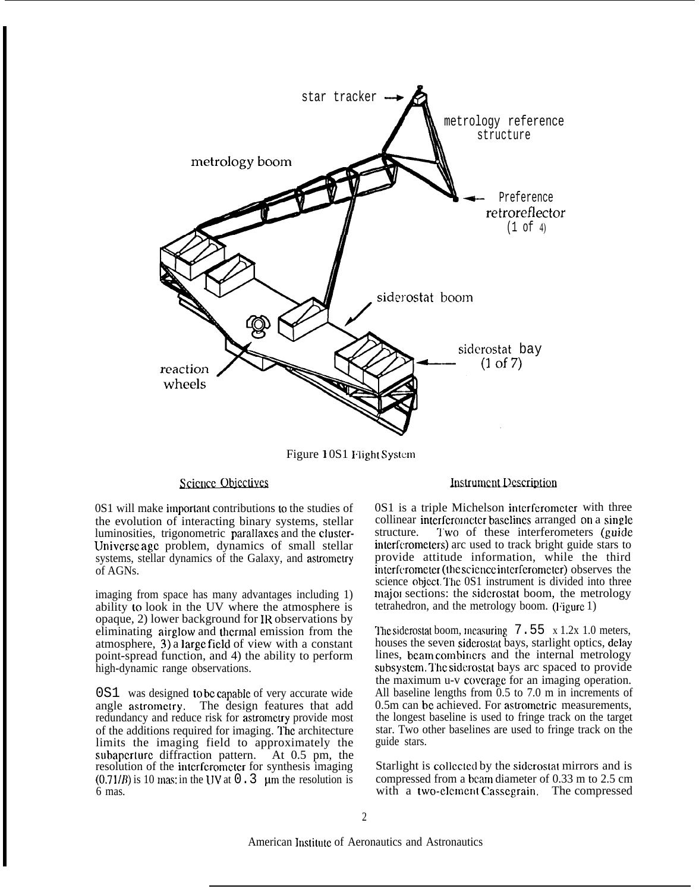star tracker

metrology reference structure

metrology boom

Preference retroreflector (1 of 4)

siderostat boom

siderostat bay (1 of 7)

reaction wheels

Figure 1 0S1 Flight System

## Science Objectives

0S1 will make important contributions to the studies of the evolution of interacting binary systems, stellar luminosities, trigonometric parallaxes and the cluster-Universe age problem, dynamics of small stellar systems, stellar dynamics of the Galaxy, and astrometry of AGNs.

imaging from space has many advantages including 1) ability to look in the UV where the atmosphere is opaque, 2) lower background for IR observations by eliminating airglow and thermal emission from the atmosphere, 3) a large field of view with a constant point-spread function, and 4) the ability to perform high-dynamic range observations.

0S1 was designed to be capable of very accurate wide angle astrometry. The design features that add redundancy and reduce risk for astrometry provide most of the additions required for imaging. The architecture limits the imaging field to approximately the subaperture diffraction pattern. At 0.5 pm, the resolution of the interferometer for synthesis imaging ($0.71/B$) is 10 mas; in the UV at 0.3 μm the resolution is 6 mas.

## Instrument Description

0S1 is a triple Michelson interferometer with three collinear interferometer baselines arranged on a single structure. Two of these interferometers (guide interferometers) are used to track bright guide stars to provide attitude information, while the third interferometer (the science interferometer) observes the science object. The 0S1 instrument is divided into three major sections: the siderostat boom, the metrology tetrahedron, and the metrology boom. (Figure 1)

The siderostat boom, measuring 7.55 x 1.2x 1.0 meters, houses the seven siderostat bays, starlight optics, delay lines, beam combiners and the internal metrology subsystem. The siderostat bays are spaced to provide the maximum u-v coverage for an imaging operation. All baseline lengths from 0.5 to 7.0 m in increments of 0.5m can be achieved. For astrometric measurements, the longest baseline is used to fringe track on the target star. Two other baselines are used to fringe track on the guide stars.

Starlight is collected by the siderostat mirrors and is compressed from a beam diameter of 0.33 m to 2.5 cm with a two-element Cassegrain. The compressed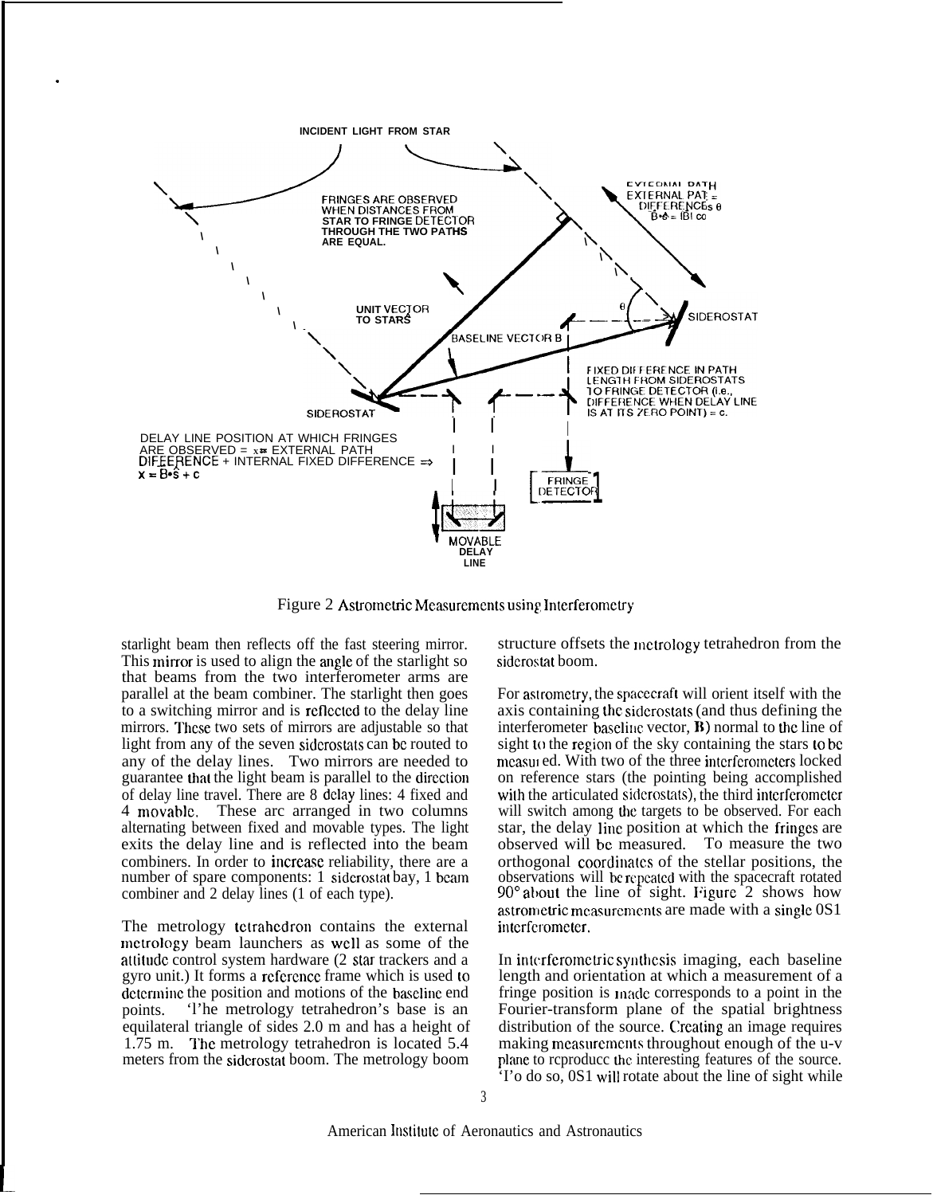Figure 2 Astrometric Measurements using Interferometry

starlight beam then reflects off the fast steering mirror. This mirror is used to align the angle of the starlight so that beams from the two interferometer arms are parallel at the beam combiner. The starlight then goes to a switching mirror and is reflected to the delay line mirrors. These two sets of mirrors are adjustable so that light from any of the seven siderostats can be routed to any of the delay lines. Two mirrors are needed to guarantee that the light beam is parallel to the direction of delay line travel. There are 8 delay lines: 4 fixed and 4 movable. These are arranged in two columns alternating between fixed and movable types. The light exits the delay line and is reflected into the beam combiners. In order to increase reliability, there are a number of spare components: 1 siderostat bay, 1 beam combiner and 2 delay lines (1 of each type).

The metrology tetrahedron contains the external metrology beam launchers as well as some of the attitude control system hardware (2 star trackers and a gyro unit.) It forms a reference frame which is used to determine the position and motions of the baseline end points. The metrology tetrahedron's base is an equilateral triangle of sides 2.0 m and has a height of 1.75 m. The metrology tetrahedron is located 5.4 meters from the siderostat boom. The metrology boom structure offsets the metrology tetrahedron from the siderostat boom.

For astrometry, the spacecraft will orient itself with the axis containing the siderostats (and thus defining the interferometer baseline vector, **B**) normal to the line of sight to the region of the sky containing the stars to be measured. With two of the three interferometers locked on reference stars (the pointing being accomplished with the articulated siderostats), the third interferometer will switch among the targets to be observed. For each star, the delay line position at which the fringes are observed will be measured. To measure the two orthogonal coordinates of the stellar positions, the observations will be repeated with the spacecraft rotated 90° about the line of sight. Figure 2 shows how astrometric measurements are made with a single OSI interferometer.

In interferometric synthesis imaging, each baseline length and orientation at which a measurement of a fringe position is made corresponds to a point in the Fourier-transform plane of the spatial brightness distribution of the source. Creating an image requires making measurements throughout enough of the u-v plane to reproduce the interesting features of the source. To do so, OSI will rotate about the line of sight while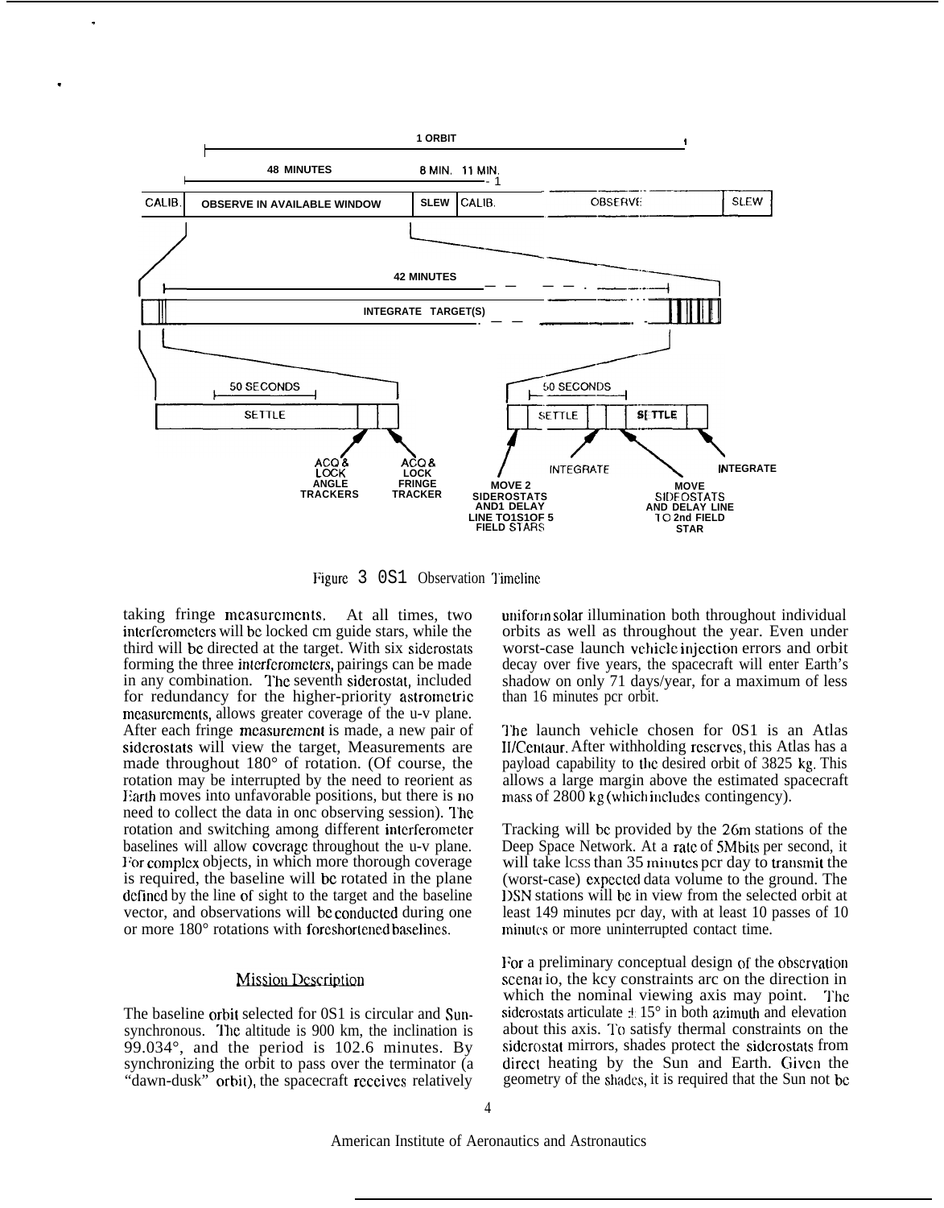Figure 3 OS1 Observation Timeline

taking fringe measurements. At all times, two interferometers will be locked on guide stars, while the third will be directed at the target. With six siderostats forming the three interferometers, pairings can be made in any combination. The seventh siderostat, included for redundancy for the higher-priority astrometric measurements, allows greater coverage of the u-v plane. After each fringe measurement is made, a new pair of siderostats will view the target, Measurements are made throughout 180° of rotation. (Of course, the rotation may be interrupted by the need to reorient as Earth moves into unfavorable positions, but there is no need to collect the data in one observing session). The rotation and switching among different interferometer baselines will allow coverage throughout the u-v plane. For complex objects, in which more thorough coverage is required, the baseline will be rotated in the plane defined by the line of sight to the target and the baseline vector, and observations will be conducted during one or more 180° rotations with foreshortened baselines.

## Mission Description

The baseline orbit selected for OS1 is circular and Sun-synchronous. The altitude is 900 km, the inclination is 99.034°, and the period is 102.6 minutes. By synchronizing the orbit to pass over the terminator (a "dawn-dusk" orbit), the spacecraft receives relatively uniform solar illumination both throughout individual orbits as well as throughout the year. Even under worst-case launch vehicle injection errors and orbit decay over five years, the spacecraft will enter Earth's shadow on only 71 days/year, for a maximum of less than 16 minutes per orbit.

The launch vehicle chosen for OS1 is an Atlas II/Centaur. After withholding reserves, this Atlas has a payload capability to the desired orbit of 3825 kg. This allows a large margin above the estimated spacecraft mass of 2800 kg (which includes contingency).

Tracking will be provided by the 26m stations of the Deep Space Network. At a rate of 5Mbits per second, it will take less than 35 minutes per day to transmit the (worst-case) expected data volume to the ground. The DSN stations will be in view from the selected orbit at least 149 minutes per day, with at least 10 passes of 10 minutes or more uninterrupted contact time.

For a preliminary conceptual design of the observation scenario, the key constraints are on the direction in which the nominal viewing axis may point. The siderostats articulate ± 15° in both azimuth and elevation about this axis. To satisfy thermal constraints on the siderostat mirrors, shades protect the siderostats from direct heating by the Sun and Earth. Given the geometry of the shades, it is required that the Sun not be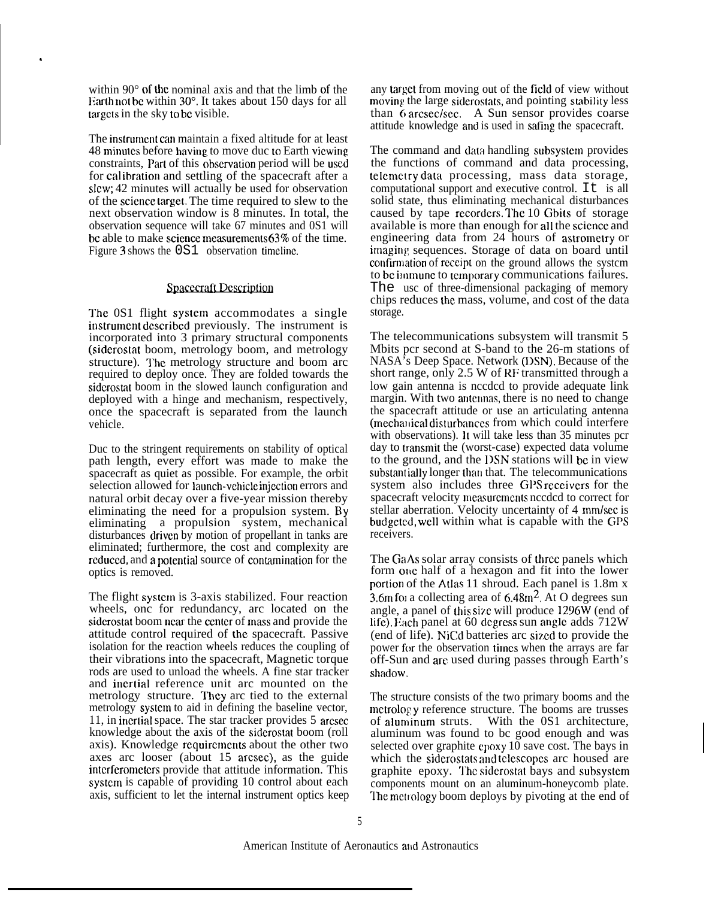within 90° of the nominal axis and that the limb of the Earth not be within 30°. It takes about 150 days for all targets in the sky to be visible.

The instrument can maintain a fixed altitude for at least 48 minutes before having to move due to Earth viewing constraints, Part of this observation period will be used for calibration and settling of the spacecraft after a slew; 42 minutes will actually be used for observation of the science target. The time required to slew to the next observation window is 8 minutes. In total, the observation sequence will take 67 minutes and 0S1 will be able to make science measurements 63% of the time. Figure 3 shows the 0S1 observation timeline.

## Spacecraft Description

The 0S1 flight system accommodates a single instrument described previously. The instrument is incorporated into 3 primary structural components (siderostat boom, metrology boom, and metrology structure). The metrology structure and boom arc required to deploy once. They are folded towards the siderostat boom in the slowed launch configuration and deployed with a hinge and mechanism, respectively, once the spacecraft is separated from the launch vehicle.

Due to the stringent requirements on stability of optical path length, every effort was made to make the spacecraft as quiet as possible. For example, the orbit selection allowed for launch-vehicle injection errors and natural orbit decay over a five-year mission thereby eliminating the need for a propulsion system. By eliminating a propulsion system, mechanical disturbances driven by motion of propellant in tanks are eliminated; furthermore, the cost and complexity are reduced, and a potential source of contamination for the optics is removed.

The flight system is 3-axis stabilized. Four reaction wheels, one for redundancy, arc located on the siderostat boom near the center of mass and provide the attitude control required of the spacecraft. Passive isolation for the reaction wheels reduces the coupling of their vibrations into the spacecraft, Magnetic torque rods are used to unload the wheels. A fine star tracker and inertial reference unit arc mounted on the metrology structure. They arc tied to the external metrology system to aid in defining the baseline vector, 11, in inertial space. The star tracker provides 5 arcsec knowledge about the axis of the siderostat boom (roll axis). Knowledge requirements about the other two axes arc looser (about 15 arcsec), as the guide interferometers provide that attitude information. This system is capable of providing 10 control about each axis, sufficient to let the internal instrument optics keep any target from moving out of the field of view without moving the large siderostats, and pointing stability less than 6 arcsec/sec. A Sun sensor provides coarse attitude knowledge and is used in safing the spacecraft.

The command and data handling subsystem provides the functions of command and data processing, telemetry data processing, mass data storage, computational support and executive control. It is all solid state, thus eliminating mechanical disturbances caused by tape recorders. The 10 Gbits of storage available is more than enough for all the science and engineering data from 24 hours of astrometry or imaging sequences. Storage of data on board until confirmation of receipt on the ground allows the system to be immune to temporary communications failures. The use of three-dimensional packaging of memory chips reduces the mass, volume, and cost of the data storage.

The telecommunications subsystem will transmit 5 Mbits per second at S-band to the 26-m stations of NASA's Deep Space. Network (DSN). Because of the short range, only 2.5 W of RF transmitted through a low gain antenna is needed to provide adequate link margin. With two antennas, there is no need to change the spacecraft attitude or use an articulating antenna (mechanical disturbances from which could interfere with observations). It will take less than 35 minutes per day to transmit the (worst-case) expected data volume to the ground, and the DSN stations will be in view substantially longer than that. The telecommunications system also includes three GPS receivers for the spacecraft velocity measurements needed to correct for stellar aberration. Velocity uncertainty of 4 mm/sec is budgeted, well within what is capable with the GPS receivers.

The GaAs solar array consists of three panels which form one half of a hexagon and fit into the lower portion of the Atlas 11 shroud. Each panel is 1.8m x 3.6m for a collecting area of 6.48m$^2$. At O degrees sun angle, a panel of this size will produce 1296W (end of life). Each panel at 60 degress sun angle adds 712W (end of life). NiCd batteries arc sized to provide the power for the observation times when the arrays are far off-Sun and are used during passes through Earth's shadow.

The structure consists of the two primary booms and the metrology reference structure. The booms are trusses of aluminum struts. With the 0S1 architecture, aluminum was found to be good enough and was selected over graphite epoxy 10 save cost. The bays in which the siderostats and telescopes arc housed are graphite epoxy. The siderostat bays and subsystem components mount on an aluminum-honeycomb plate. The metrology boom deploys by pivoting at the end of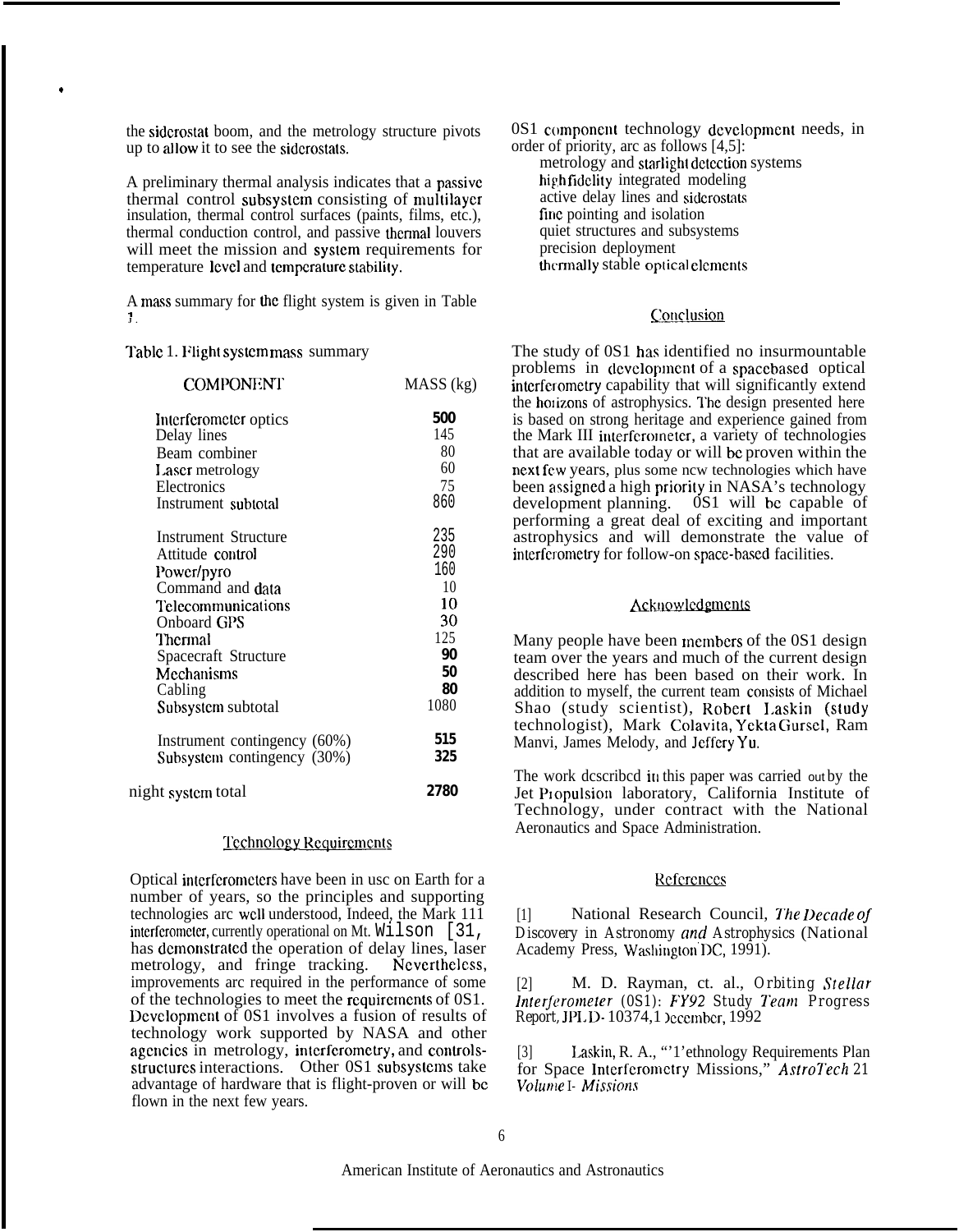the siderostat boom, and the metrology structure pivots up to allow it to see the siderostats.

A preliminary thermal analysis indicates that a passive thermal control subsystem consisting of multilayer insulation, thermal control surfaces (paints, films, etc.), thermal conduction control, and passive thermal louvers will meet the mission and system requirements for temperature level and temperature stability.

A mass summary for the flight system is given in Table 1.

Table 1. Flight system mass summary

| COMPONENT | MASS (kg) |
|---|---|
| Interferometer optics | 500 |
| Delay lines | 145 |
| Beam combiner | 80 |
| Laser metrology | 60 |
| Electronics | 75 |
| Instrument subtotal | 860 |
| | |
| Instrument Structure | 235 |
| Attitude control | 290 |
| Power/pyro | 160 |
| Command and data | 10 |
| Telecommunications | 10 |
| Onboard GPS | 30 |
| Thermal | 125 |
| Spacecraft Structure | 90 |
| Mechanisms | 50 |
| Cabling | 80 |
| Subsystem subtotal | 1080 |
| | |
| Instrument contingency (60%) | 515 |
| Subsystem contingency (30%) | 325 |
| | |
| night system total | 2780 |

## Technology Requirements

Optical interferometers have been in usc on Earth for a number of years, so the principles and supporting technologies arc well understood, Indeed, the Mark 111 interferometer, currently operational on Mt. Wilson [31, has demonstrated the operation of delay lines, laser metrology, and fringe tracking. Nevertheless, improvements arc required in the performance of some of the technologies to meet the requirements of 0S1. Development of 0S1 involves a fusion of results of technology work supported by NASA and other agencies in metrology, interferometry, and controls-structures interactions. Other 0S1 subsystems take advantage of hardware that is flight-proven or will be flown in the next few years.

0S1 component technology development needs, in order of priority, arc as follows [4,5]:

- metrology and starlight detection systems
- high fidelity integrated modeling
- active delay lines and siderostats
- fine pointing and isolation
- quiet structures and subsystems
- precision deployment
- thermally stable optical elements

## Conclusion

The study of 0S1 has identified no insurmountable problems in development of a spacebased optical interferometry capability that will significantly extend the horizons of astrophysics. The design presented here is based on strong heritage and experience gained from the Mark III interferometer, a variety of technologies that are available today or will be proven within the next few years, plus some new technologies which have been assigned a high priority in NASA's technology development planning. 0S1 will be capable of performing a great deal of exciting and important astrophysics and will demonstrate the value of interferometry for follow-on space-based facilities.

## Acknowledgments

Many people have been members of the 0S1 design team over the years and much of the current design described here has been based on their work. In addition to myself, the current team consists of Michael Shao (study scientist), Robert Laskin (study technologist), Mark Colavita, Yekta Gursel, Ram Manvi, James Melody, and Jeffery Yu.

The work described in this paper was carried out by the Jet Propulsion laboratory, California Institute of Technology, under contract with the National Aeronautics and Space Administration.

## References

[1] National Research Council, *The Decade of Discovery in Astronomy and Astrophysics* (National Academy Press, Washington DC, 1991).

[2] M. D. Rayman, ct. al., *Orbiting Stellar Interferometer* (0S1): *FY92* Study *Team* Progress Report, JPL D-10374,1 December, 1992

[3] Laskin, R. A., "Technology Requirements Plan for Space Interferometry Missions," *AstroTech* 21 *Volume I- Missions*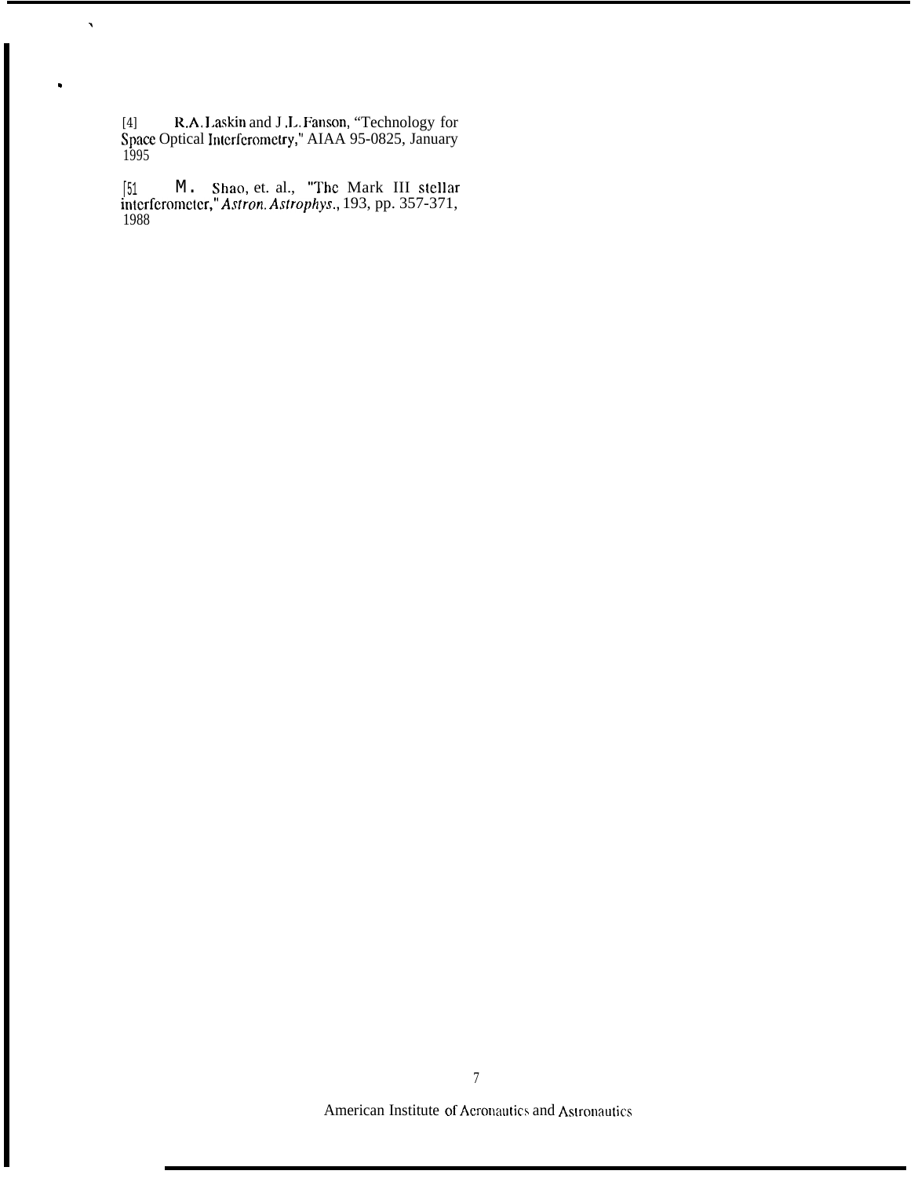[4] R.A. Laskin and J.L. Fanson, "Technology for Space Optical Interferometry," AIAA 95-0825, January 1995

[5] M. Shao, et. al., "The Mark III stellar interferometer," *Astron. Astrophys.*, 193, pp. 357-371, 1988

American Institute of Aeronautics and Astronautics